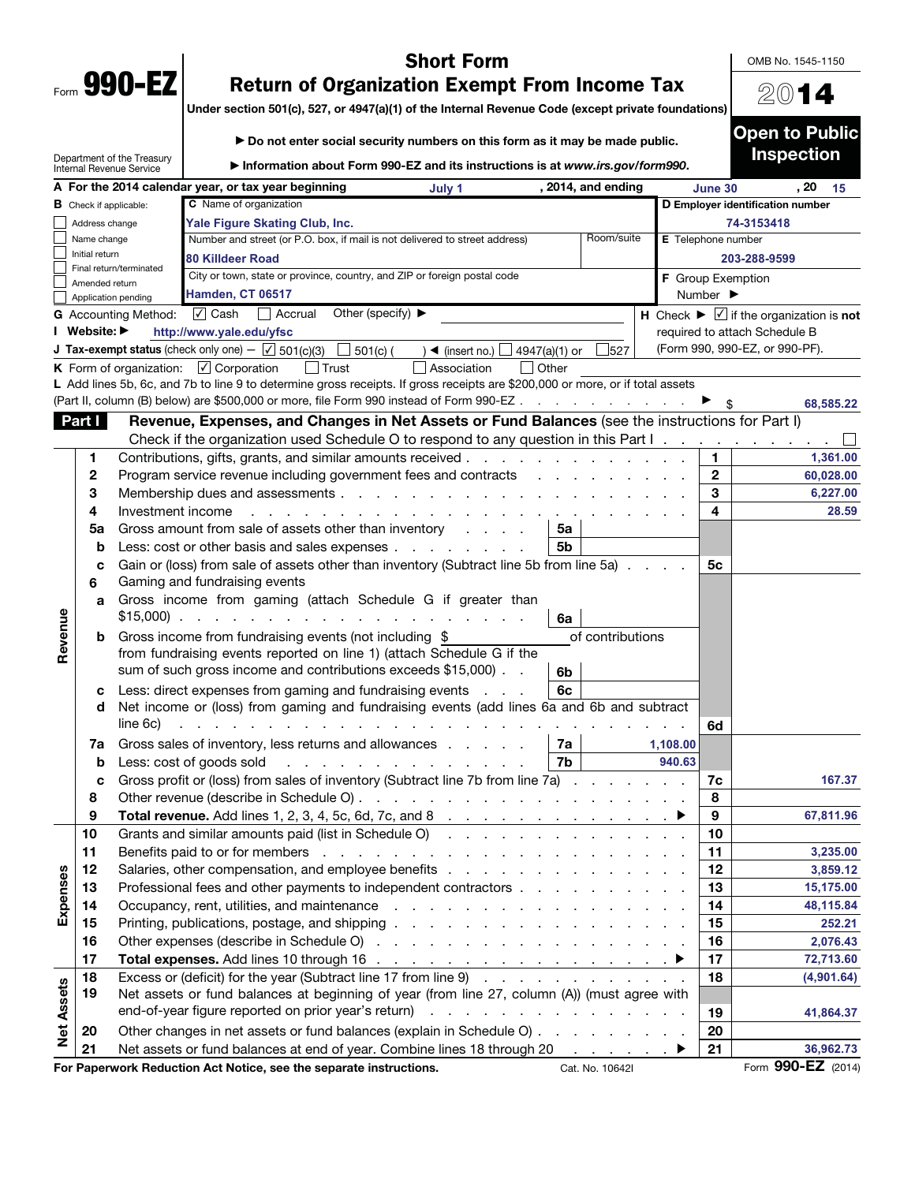Form **990-EZ**

Department of the Treasury
Internal Revenue Service

# Short Form
# Return of Organization Exempt From Income Tax

Under section 501(c), 527, or 4947(a)(1) of the Internal Revenue Code (except private foundations)

▶ Do not enter social security numbers on this form as it may be made public.

▶ Information about Form 990-EZ and its instructions is at *www.irs.gov/form990*.

OMB No. 1545-1150

**2014**

**Open to Public Inspection**

**A** For the 2014 calendar year, or tax year beginning July 1, 2014, and ending June 30, 20 15

**B** Check if applicable:
- ☐ Address change
- ☐ Name change
- ☐ Initial return
- ☐ Final return/terminated
- ☐ Amended return
- ☐ Application pending

**C** Name of organization: Yale Figure Skating Club, Inc.

Number and street (or P.O. box, if mail is not delivered to street address): 80 Killdeer Road | Room/suite:

City or town, state or province, country, and ZIP or foreign postal code: Hamden, CT 06517

**D** Employer identification number: 74-3153418

**E** Telephone number: 203-288-9599

**F** Group Exemption Number ▶

**G** Accounting Method: ☑ Cash ☐ Accrual Other (specify) ▶

**H** Check ▶ ☑ if the organization is **not** required to attach Schedule B (Form 990, 990-EZ, or 990-PF).

**I** Website: ▶ http://www.yale.edu/yfsc

**J** Tax-exempt status (check only one) — ☑ 501(c)(3) ☐ 501(c) ( ) ◀ (insert no.) ☐ 4947(a)(1) or ☐ 527

**K** Form of organization: ☑ Corporation ☐ Trust ☐ Association ☐ Other

**L** Add lines 5b, 6c, and 7b to line 9 to determine gross receipts. If gross receipts are $200,000 or more, or if total assets (Part II, column (B) below) are $500,000 or more, file Form 990 instead of Form 990-EZ . . . ▶ $ 68,585.22

## Part I — Revenue, Expenses, and Changes in Net Assets or Fund Balances (see the instructions for Part I)

Check if the organization used Schedule O to respond to any question in this Part I . . . ☐

| Section | Line | Description | Sub-line | Sub-amount | Line | Amount |
|---|---|---|---|---|---|---|
| Revenue | 1 | Contributions, gifts, grants, and similar amounts received | | | 1 | 1,361.00 |
| | 2 | Program service revenue including government fees and contracts | | | 2 | 60,028.00 |
| | 3 | Membership dues and assessments | | | 3 | 6,227.00 |
| | 4 | Investment income | | | 4 | 28.59 |
| | 5a | Gross amount from sale of assets other than inventory | 5a | | | |
| | b | Less: cost or other basis and sales expenses | 5b | | | |
| | c | Gain or (loss) from sale of assets other than inventory (Subtract line 5b from line 5a) | | | 5c | |
| | 6 | Gaming and fundraising events | | | | |
| | a | Gross income from gaming (attach Schedule G if greater than $15,000) | 6a | | | |
| | b | Gross income from fundraising events (not including $ ______ of contributions from fundraising events reported on line 1) (attach Schedule G if the sum of such gross income and contributions exceeds $15,000) | 6b | | | |
| | c | Less: direct expenses from gaming and fundraising events | 6c | | | |
| | d | Net income or (loss) from gaming and fundraising events (add lines 6a and 6b and subtract line 6c) | | | 6d | |
| | 7a | Gross sales of inventory, less returns and allowances | 7a | 1,108.00 | | |
| | b | Less: cost of goods sold | 7b | 940.63 | | |
| | c | Gross profit or (loss) from sales of inventory (Subtract line 7b from line 7a) | | | 7c | 167.37 |
| | 8 | Other revenue (describe in Schedule O) | | | 8 | |
| | 9 | **Total revenue.** Add lines 1, 2, 3, 4, 5c, 6d, 7c, and 8 ▶ | | | 9 | 67,811.96 |
| Expenses | 10 | Grants and similar amounts paid (list in Schedule O) | | | 10 | |
| | 11 | Benefits paid to or for members | | | 11 | 3,235.00 |
| | 12 | Salaries, other compensation, and employee benefits | | | 12 | 3,859.12 |
| | 13 | Professional fees and other payments to independent contractors | | | 13 | 15,175.00 |
| | 14 | Occupancy, rent, utilities, and maintenance | | | 14 | 48,115.84 |
| | 15 | Printing, publications, postage, and shipping | | | 15 | 252.21 |
| | 16 | Other expenses (describe in Schedule O) | | | 16 | 2,076.43 |
| | 17 | **Total expenses.** Add lines 10 through 16 ▶ | | | 17 | 72,713.60 |
| Net Assets | 18 | Excess or (deficit) for the year (Subtract line 17 from line 9) | | | 18 | (4,901.64) |
| | 19 | Net assets or fund balances at beginning of year (from line 27, column (A)) (must agree with end-of-year figure reported on prior year's return) | | | 19 | 41,864.37 |
| | 20 | Other changes in net assets or fund balances (explain in Schedule O) | | | 20 | |
| | 21 | Net assets or fund balances at end of year. Combine lines 18 through 20 ▶ | | | 21 | 36,962.73 |

**For Paperwork Reduction Act Notice, see the separate instructions.** Cat. No. 10642I Form **990-EZ** (2014)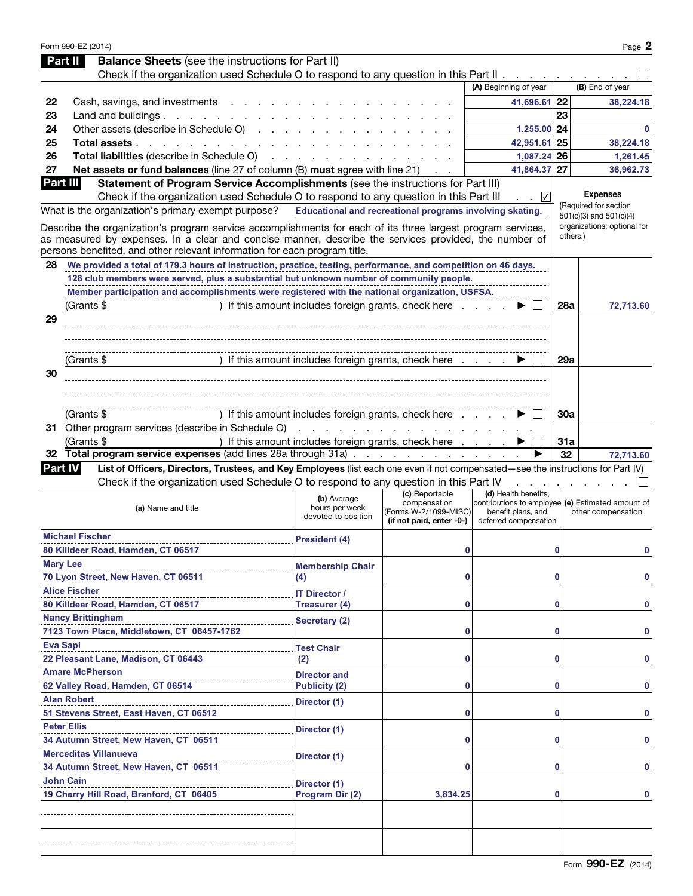Form 990-EZ (2014)

## Part II Balance Sheets (see the instructions for Part II)

Check if the organization used Schedule O to respond to any question in this Part II . . . . . . . . . . ☐

| | | (A) Beginning of year | | (B) End of year |
|---|---|---|---|---|
| 22 | Cash, savings, and investments | 41,696.61 | 22 | 38,224.18 |
| 23 | Land and buildings | | 23 | |
| 24 | Other assets (describe in Schedule O) | 1,255.00 | 24 | 0 |
| 25 | **Total assets** | 42,951.61 | 25 | 38,224.18 |
| 26 | **Total liabilities** (describe in Schedule O) | 1,087.24 | 26 | 1,261.45 |
| 27 | **Net assets or fund balances** (line 27 of column (B) **must** agree with line 21) | 41,864.37 | 27 | 36,962.73 |

## Part III Statement of Program Service Accomplishments (see the instructions for Part III)

Check if the organization used Schedule O to respond to any question in this Part III . . ☑

**Expenses** (Required for section 501(c)(3) and 501(c)(4) organizations; optional for others.)

What is the organization's primary exempt purpose? **Educational and recreational programs involving skating.**

Describe the organization's program service accomplishments for each of its three largest program services, as measured by expenses. In a clear and concise manner, describe the services provided, the number of persons benefited, and other relevant information for each program title.

| | | | |
|---|---|---|---|
| 28 | We provided a total of 179.3 hours of instruction, practice, testing, performance, and competition on 46 days. 128 club members were served, plus a substantial but unknown number of community people. Member participation and accomplishments were registered with the national organization, USFSA. (Grants $ ) If this amount includes foreign grants, check here ▶ ☐ | 28a | 72,713.60 |
| 29 | (Grants $ ) If this amount includes foreign grants, check here ▶ ☐ | 29a | |
| 30 | (Grants $ ) If this amount includes foreign grants, check here ▶ ☐ | 30a | |
| 31 | Other program services (describe in Schedule O) (Grants $ ) If this amount includes foreign grants, check here ▶ ☐ | 31a | |
| 32 | **Total program service expenses** (add lines 28a through 31a) ▶ | 32 | 72,713.60 |

## Part IV List of Officers, Directors, Trustees, and Key Employees (list each one even if not compensated—see the instructions for Part IV)

Check if the organization used Schedule O to respond to any question in this Part IV . . . . . . . . ☐

| (a) Name and title | (b) Average hours per week devoted to position | (c) Reportable compensation (Forms W-2/1099-MISC) (if not paid, enter -0-) | (d) Health benefits, contributions to employee benefit plans, and deferred compensation | (e) Estimated amount of other compensation |
|---|---|---|---|---|
| Michael Fischer<br>80 Killdeer Road, Hamden, CT 06517 | President (4) | 0 | 0 | 0 |
| Mary Lee<br>70 Lyon Street, New Haven, CT 06511 | Membership Chair (4) | 0 | 0 | 0 |
| Alice Fischer<br>80 Killdeer Road, Hamden, CT 06517 | IT Director / Treasurer (4) | 0 | 0 | 0 |
| Nancy Brittingham<br>7123 Town Place, Middletown, CT 06457-1762 | Secretary (2) | 0 | 0 | 0 |
| Eva Sapi<br>22 Pleasant Lane, Madison, CT 06443 | Test Chair (2) | 0 | 0 | 0 |
| Amare McPherson<br>62 Valley Road, Hamden, CT 06514 | Director and Publicity (2) | 0 | 0 | 0 |
| Alan Robert<br>51 Stevens Street, East Haven, CT 06512 | Director (1) | 0 | 0 | 0 |
| Peter Ellis<br>34 Autumn Street, New Haven, CT 06511 | Director (1) | 0 | 0 | 0 |
| Merceditas Villanueva<br>34 Autumn Street, New Haven, CT 06511 | Director (1) | 0 | 0 | 0 |
| John Cain<br>19 Cherry Hill Road, Branford, CT 06405 | Director (1)<br>Program Dir (2) | 3,834.25 | 0 | 0 |
| | | | | |
| | | | | |

Form **990-EZ** (2014)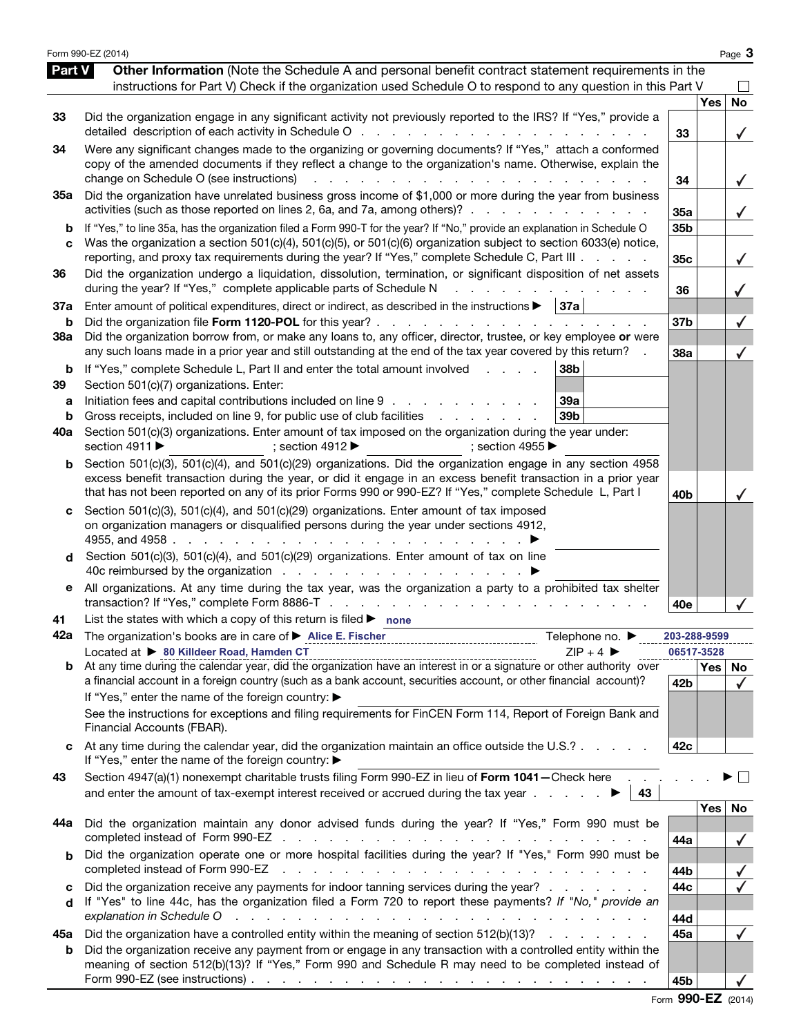Form 990-EZ (2014)

## Part V Other Information (Note the Schedule A and personal benefit contract statement requirements in the instructions for Part V) Check if the organization used Schedule O to respond to any question in this Part V ☐

| | | Line | Yes | No |
|---|---|---|---|---|
| 33 | Did the organization engage in any significant activity not previously reported to the IRS? If "Yes," provide a detailed description of each activity in Schedule O | 33 | | ✓ |
| 34 | Were any significant changes made to the organizing or governing documents? If "Yes," attach a conformed copy of the amended documents if they reflect a change to the organization's name. Otherwise, explain the change on Schedule O (see instructions) | 34 | | ✓ |
| 35a | Did the organization have unrelated business gross income of $1,000 or more during the year from business activities (such as those reported on lines 2, 6a, and 7a, among others)? | 35a | | ✓ |
| b | If "Yes," to line 35a, has the organization filed a Form 990-T for the year? If "No," provide an explanation in Schedule O | 35b | | |
| c | Was the organization a section 501(c)(4), 501(c)(5), or 501(c)(6) organization subject to section 6033(e) notice, reporting, and proxy tax requirements during the year? If "Yes," complete Schedule C, Part III | 35c | | ✓ |
| 36 | Did the organization undergo a liquidation, dissolution, termination, or significant disposition of net assets during the year? If "Yes," complete applicable parts of Schedule N | 36 | | ✓ |
| 37a | Enter amount of political expenditures, direct or indirect, as described in the instructions ▶ 37a | | | |
| b | Did the organization file **Form 1120-POL** for this year? | 37b | | ✓ |
| 38a | Did the organization borrow from, or make any loans to, any officer, director, trustee, or key employee **or** were any such loans made in a prior year and still outstanding at the end of the tax year covered by this return? | 38a | | ✓ |
| b | If "Yes," complete Schedule L, Part II and enter the total amount involved 38b | | | |
| 39 | Section 501(c)(7) organizations. Enter: | | | |
| a | Initiation fees and capital contributions included on line 9 39a | | | |
| b | Gross receipts, included on line 9, for public use of club facilities 39b | | | |
| 40a | Section 501(c)(3) organizations. Enter amount of tax imposed on the organization during the year under: section 4911 ▶ ; section 4912 ▶ ; section 4955 ▶ | | | |
| b | Section 501(c)(3), 501(c)(4), and 501(c)(29) organizations. Did the organization engage in any section 4958 excess benefit transaction during the year, or did it engage in an excess benefit transaction in a prior year that has not been reported on any of its prior Forms 990 or 990-EZ? If "Yes," complete Schedule L, Part I | 40b | | ✓ |
| c | Section 501(c)(3), 501(c)(4), and 501(c)(29) organizations. Enter amount of tax imposed on organization managers or disqualified persons during the year under sections 4912, 4955, and 4958 ▶ | | | |
| d | Section 501(c)(3), 501(c)(4), and 501(c)(29) organizations. Enter amount of tax on line 40c reimbursed by the organization ▶ | | | |
| e | All organizations. At any time during the tax year, was the organization a party to a prohibited tax shelter transaction? If "Yes," complete Form 8886-T | 40e | | ✓ |

41 List the states with which a copy of this return is filed ▶ none

42a The organization's books are in care of ▶ Alice E. Fischer Telephone no. ▶ 203-288-9599
Located at ▶ 80 Killdeer Road, Hamden CT ZIP + 4 ▶ 06517-3528

| | | Line | Yes | No |
|---|---|---|---|---|
| b | At any time during the calendar year, did the organization have an interest in or a signature or other authority over a financial account in a foreign country (such as a bank account, securities account, or other financial account)? If "Yes," enter the name of the foreign country: ▶ See the instructions for exceptions and filing requirements for FinCEN Form 114, Report of Foreign Bank and Financial Accounts (FBAR). | 42b | | ✓ |
| c | At any time during the calendar year, did the organization maintain an office outside the U.S.? If "Yes," enter the name of the foreign country: ▶ | 42c | | |

43 Section 4947(a)(1) nonexempt charitable trusts filing Form 990-EZ in lieu of **Form 1041—**Check here ▶ ☐ and enter the amount of tax-exempt interest received or accrued during the tax year ▶ 43

| | | Line | Yes | No |
|---|---|---|---|---|
| 44a | Did the organization maintain any donor advised funds during the year? If "Yes," Form 990 must be completed instead of Form 990-EZ | 44a | | ✓ |
| b | Did the organization operate one or more hospital facilities during the year? If "Yes," Form 990 must be completed instead of Form 990-EZ | 44b | | ✓ |
| c | Did the organization receive any payments for indoor tanning services during the year? | 44c | | ✓ |
| d | If "Yes" to line 44c, has the organization filed a Form 720 to report these payments? *If "No," provide an explanation in Schedule O* | 44d | | |
| 45a | Did the organization have a controlled entity within the meaning of section 512(b)(13)? | 45a | | ✓ |
| b | Did the organization receive any payment from or engage in any transaction with a controlled entity within the meaning of section 512(b)(13)? If "Yes," Form 990 and Schedule R may need to be completed instead of Form 990-EZ (see instructions) | 45b | | ✓ |

Form **990-EZ** (2014)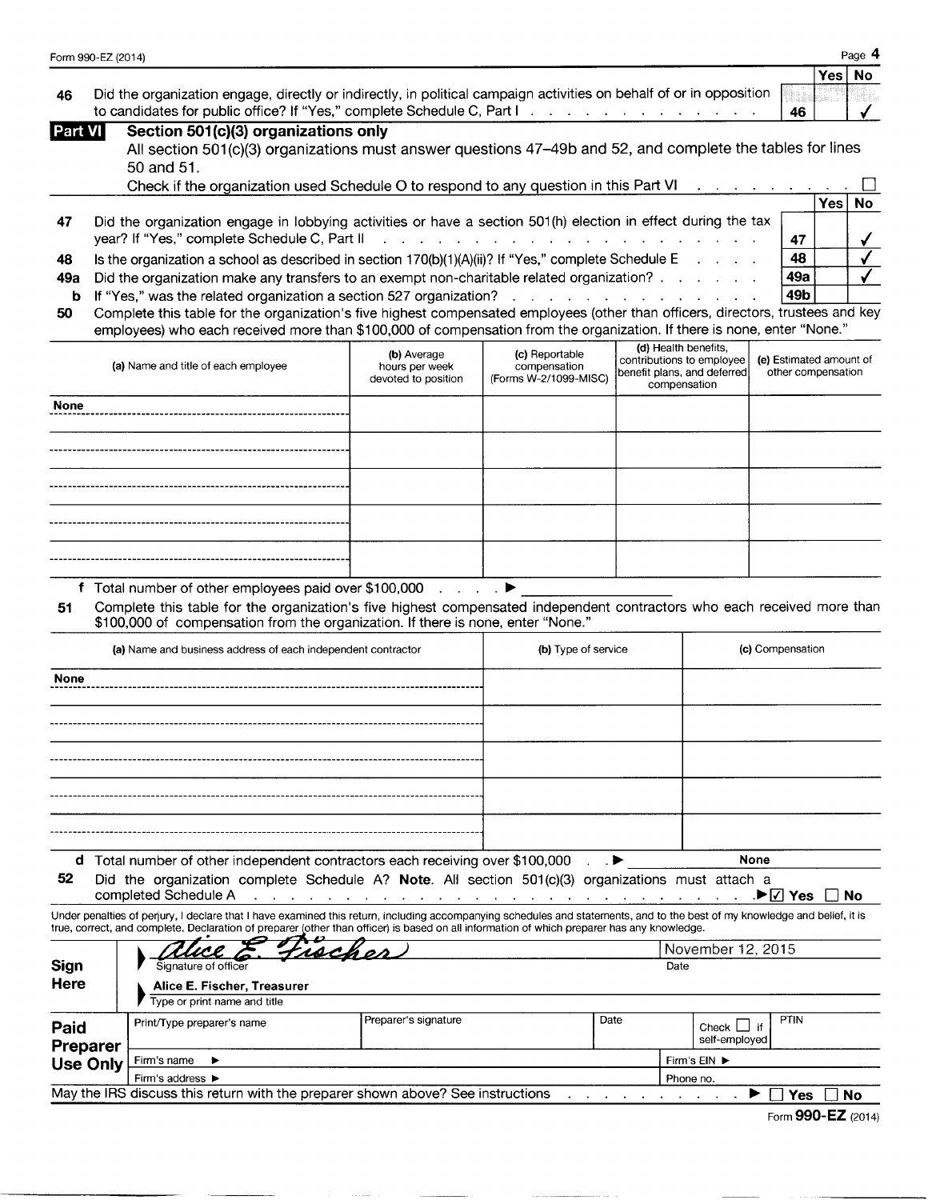| | | Yes | No |
|---|---|---|---|
| **46** Did the organization engage, directly or indirectly, in political campaign activities on behalf of or in opposition to candidates for public office? If "Yes," complete Schedule C, Part I | 46 | | ✓ |

## Part VI Section 501(c)(3) organizations only

All section 501(c)(3) organizations must answer questions 47–49b and 52, and complete the tables for lines 50 and 51.

Check if the organization used Schedule O to respond to any question in this Part VI ☐

| | | Yes | No |
|---|---|---|---|
| **47** Did the organization engage in lobbying activities or have a section 501(h) election in effect during the tax year? If "Yes," complete Schedule C, Part II | 47 | | ✓ |
| **48** Is the organization a school as described in section 170(b)(1)(A)(ii)? If "Yes," complete Schedule E | 48 | | ✓ |
| **49a** Did the organization make any transfers to an exempt non-charitable related organization? | 49a | | ✓ |
| **b** If "Yes," was the related organization a section 527 organization? | 49b | | |

**50** Complete this table for the organization's five highest compensated employees (other than officers, directors, trustees and key employees) who each received more than $100,000 of compensation from the organization. If there is none, enter "None."

| (a) Name and title of each employee | (b) Average hours per week devoted to position | (c) Reportable compensation (Forms W-2/1099-MISC) | (d) Health benefits, contributions to employee benefit plans, and deferred compensation | (e) Estimated amount of other compensation |
|---|---|---|---|---|
| None | | | | |
| | | | | |
| | | | | |
| | | | | |
| | | | | |

**f** Total number of other employees paid over $100,000 ▶

**51** Complete this table for the organization's five highest compensated independent contractors who each received more than $100,000 of compensation from the organization. If there is none, enter "None."

| (a) Name and business address of each independent contractor | (b) Type of service | (c) Compensation |
|---|---|---|
| None | | |
| | | |
| | | |
| | | |
| | | |

**d** Total number of other independent contractors each receiving over $100,000 ▶ None

**52** Did the organization complete Schedule A? **Note.** All section 501(c)(3) organizations must attach a completed Schedule A ▶ ☑ Yes ☐ No

Under penalties of perjury, I declare that I have examined this return, including accompanying schedules and statements, and to the best of my knowledge and belief, it is true, correct, and complete. Declaration of preparer (other than officer) is based on all information of which preparer has any knowledge.

**Sign Here**

Signature of officer: *Alice E. Fischer* — Date: November 12, 2015

Type or print name and title: **Alice E. Fischer, Treasurer**

**Paid Preparer Use Only**

| Print/Type preparer's name | Preparer's signature | Date | Check ☐ if self-employed | PTIN |
|---|---|---|---|---|
| | | | | |

Firm's name ▶ | Firm's EIN ▶

Firm's address ▶ | Phone no.

May the IRS discuss this return with the preparer shown above? See instructions ▶ ☐ Yes ☐ No

Form **990-EZ** (2014)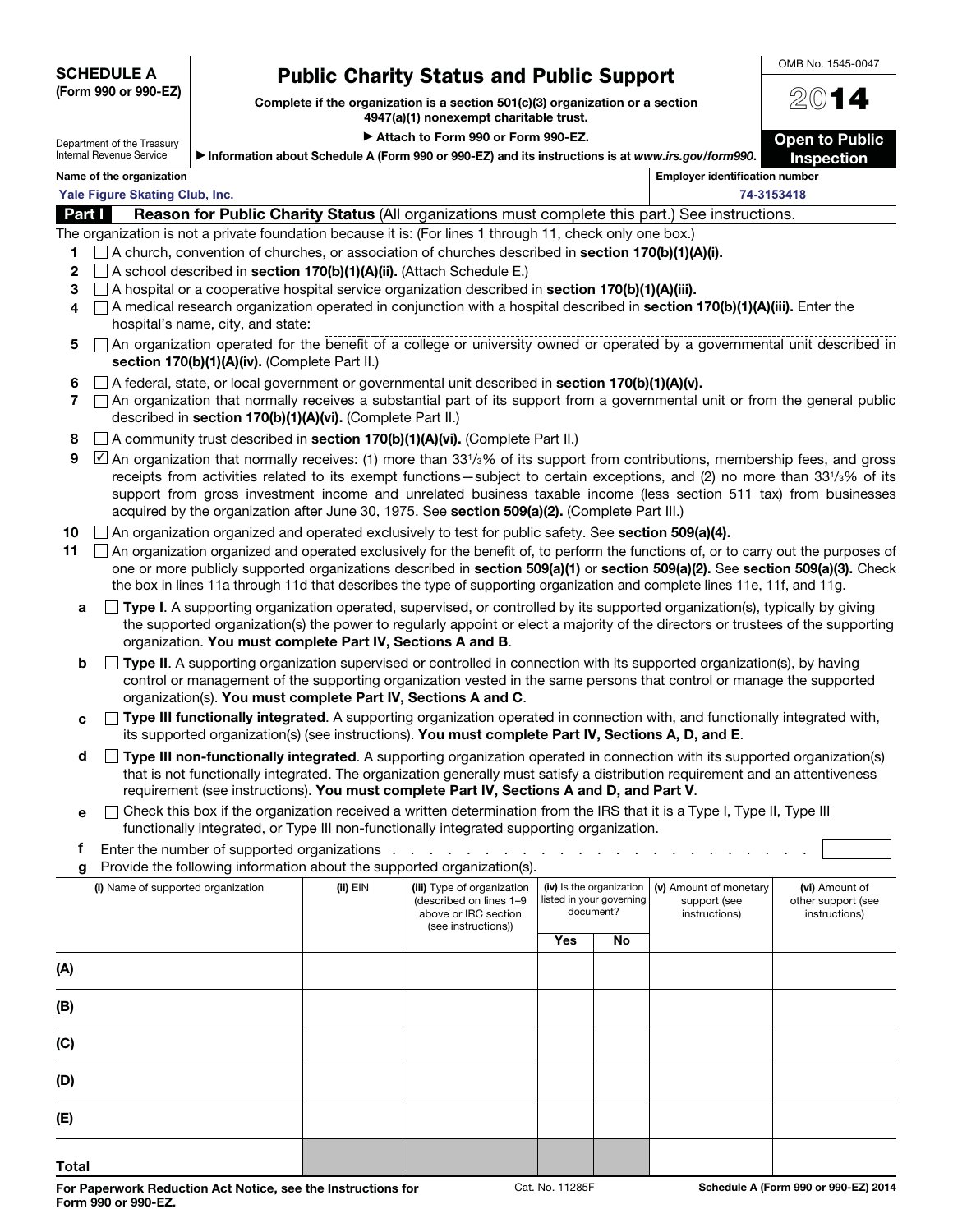**SCHEDULE A**
**(Form 990 or 990-EZ)**

Department of the Treasury
Internal Revenue Service

# Public Charity Status and Public Support

**Complete if the organization is a section 501(c)(3) organization or a section 4947(a)(1) nonexempt charitable trust.**

▶ **Attach to Form 990 or Form 990-EZ.**

▶ **Information about Schedule A (Form 990 or 990-EZ) and its instructions is at *www.irs.gov/form990*.**

OMB No. 1545-0047

**2014**

**Open to Public Inspection**

| Name of the organization | Employer identification number |
|---|---|
| Yale Figure Skating Club, Inc. | 74-3153418 |

## Part I — Reason for Public Charity Status (All organizations must complete this part.) See instructions.

The organization is not a private foundation because it is: (For lines 1 through 11, check only one box.)

1. ☐ A church, convention of churches, or association of churches described in **section 170(b)(1)(A)(i).**
2. ☐ A school described in **section 170(b)(1)(A)(ii).** (Attach Schedule E.)
3. ☐ A hospital or a cooperative hospital service organization described in **section 170(b)(1)(A)(iii).**
4. ☐ A medical research organization operated in conjunction with a hospital described in **section 170(b)(1)(A)(iii).** Enter the hospital's name, city, and state:
5. ☐ An organization operated for the benefit of a college or university owned or operated by a governmental unit described in **section 170(b)(1)(A)(iv).** (Complete Part II.)
6. ☐ A federal, state, or local government or governmental unit described in **section 170(b)(1)(A)(v).**
7. ☐ An organization that normally receives a substantial part of its support from a governmental unit or from the general public described in **section 170(b)(1)(A)(vi).** (Complete Part II.)
8. ☐ A community trust described in **section 170(b)(1)(A)(vi).** (Complete Part II.)
9. ☑ An organization that normally receives: (1) more than 33⅓% of its support from contributions, membership fees, and gross receipts from activities related to its exempt functions—subject to certain exceptions, and (2) no more than 33⅓% of its support from gross investment income and unrelated business taxable income (less section 511 tax) from businesses acquired by the organization after June 30, 1975. See **section 509(a)(2).** (Complete Part III.)
10. ☐ An organization organized and operated exclusively to test for public safety. See **section 509(a)(4).**
11. ☐ An organization organized and operated exclusively for the benefit of, to perform the functions of, or to carry out the purposes of one or more publicly supported organizations described in **section 509(a)(1)** or **section 509(a)(2).** See **section 509(a)(3).** Check the box in lines 11a through 11d that describes the type of supporting organization and complete lines 11e, 11f, and 11g.

   **a** ☐ **Type I**. A supporting organization operated, supervised, or controlled by its supported organization(s), typically by giving the supported organization(s) the power to regularly appoint or elect a majority of the directors or trustees of the supporting organization. **You must complete Part IV, Sections A and B**.

   **b** ☐ **Type II**. A supporting organization supervised or controlled in connection with its supported organization(s), by having control or management of the supporting organization vested in the same persons that control or manage the supported organization(s). **You must complete Part IV, Sections A and C**.

   **c** ☐ **Type III functionally integrated**. A supporting organization operated in connection with, and functionally integrated with, its supported organization(s) (see instructions). **You must complete Part IV, Sections A, D, and E**.

   **d** ☐ **Type III non-functionally integrated**. A supporting organization operated in connection with its supported organization(s) that is not functionally integrated. The organization generally must satisfy a distribution requirement and an attentiveness requirement (see instructions). **You must complete Part IV, Sections A and D, and Part V**.

   **e** ☐ Check this box if the organization received a written determination from the IRS that it is a Type I, Type II, Type III functionally integrated, or Type III non-functionally integrated supporting organization.

   **f** Enter the number of supported organizations . . . . . . . . . . . . . . . . . . . . . . . . . .

   **g** Provide the following information about the supported organization(s).

| (i) Name of supported organization | (ii) EIN | (iii) Type of organization (described on lines 1–9 above or IRC section (see instructions)) | (iv) Is the organization listed in your governing document? Yes | No | (v) Amount of monetary support (see instructions) | (vi) Amount of other support (see instructions) |
|---|---|---|---|---|---|---|
| (A) | | | | | | |
| (B) | | | | | | |
| (C) | | | | | | |
| (D) | | | | | | |
| (E) | | | | | | |
| **Total** | | | | | | |

**For Paperwork Reduction Act Notice, see the Instructions for Form 990 or 990-EZ.** Cat. No. 11285F **Schedule A (Form 990 or 990-EZ) 2014**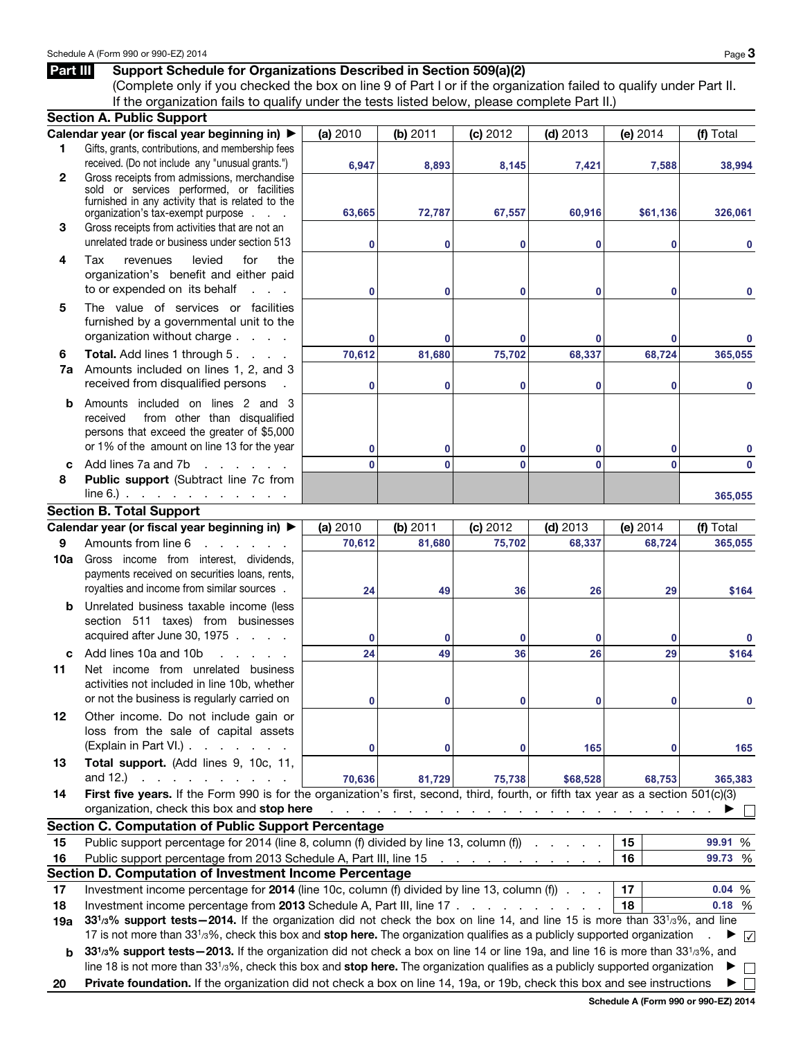## Part III Support Schedule for Organizations Described in Section 509(a)(2)

(Complete only if you checked the box on line 9 of Part I or if the organization failed to qualify under Part II. If the organization fails to qualify under the tests listed below, please complete Part II.)

### Section A. Public Support

| | Calendar year (or fiscal year beginning in) ▶ | (a) 2010 | (b) 2011 | (c) 2012 | (d) 2013 | (e) 2014 | (f) Total |
|---|---|---|---|---|---|---|---|
| 1 | Gifts, grants, contributions, and membership fees received. (Do not include any "unusual grants.") | 6,947 | 8,893 | 8,145 | 7,421 | 7,588 | 38,994 |
| 2 | Gross receipts from admissions, merchandise sold or services performed, or facilities furnished in any activity that is related to the organization's tax-exempt purpose | 63,665 | 72,787 | 67,557 | 60,916 | $61,136 | 326,061 |
| 3 | Gross receipts from activities that are not an unrelated trade or business under section 513 | 0 | 0 | 0 | 0 | 0 | 0 |
| 4 | Tax revenues levied for the organization's benefit and either paid to or expended on its behalf | 0 | 0 | 0 | 0 | 0 | 0 |
| 5 | The value of services or facilities furnished by a governmental unit to the organization without charge | 0 | 0 | 0 | 0 | 0 | 0 |
| 6 | **Total.** Add lines 1 through 5 | 70,612 | 81,680 | 75,702 | 68,337 | 68,724 | 365,055 |
| 7a | Amounts included on lines 1, 2, and 3 received from disqualified persons | 0 | 0 | 0 | 0 | 0 | 0 |
| b | Amounts included on lines 2 and 3 received from other than disqualified persons that exceed the greater of $5,000 or 1% of the amount on line 13 for the year | 0 | 0 | 0 | 0 | 0 | 0 |
| c | Add lines 7a and 7b | 0 | 0 | 0 | 0 | 0 | 0 |
| 8 | **Public support** (Subtract line 7c from line 6.) | | | | | | 365,055 |

### Section B. Total Support

| | Calendar year (or fiscal year beginning in) ▶ | (a) 2010 | (b) 2011 | (c) 2012 | (d) 2013 | (e) 2014 | (f) Total |
|---|---|---|---|---|---|---|---|
| 9 | Amounts from line 6 | 70,612 | 81,680 | 75,702 | 68,337 | 68,724 | 365,055 |
| 10a | Gross income from interest, dividends, payments received on securities loans, rents, royalties and income from similar sources | 24 | 49 | 36 | 26 | 29 | $164 |
| b | Unrelated business taxable income (less section 511 taxes) from businesses acquired after June 30, 1975 | 0 | 0 | 0 | 0 | 0 | 0 |
| c | Add lines 10a and 10b | 24 | 49 | 36 | 26 | 29 | $164 |
| 11 | Net income from unrelated business activities not included in line 10b, whether or not the business is regularly carried on | 0 | 0 | 0 | 0 | 0 | 0 |
| 12 | Other income. Do not include gain or loss from the sale of capital assets (Explain in Part VI.) | 0 | 0 | 0 | 165 | 0 | 165 |
| 13 | **Total support.** (Add lines 9, 10c, 11, and 12.) | 70,636 | 81,729 | 75,738 | $68,528 | 68,753 | 365,383 |

14 **First five years.** If the Form 990 is for the organization's first, second, third, fourth, or fifth tax year as a section 501(c)(3) organization, check this box and **stop here** ▶ ☐

### Section C. Computation of Public Support Percentage

| | | | |
|---|---|---|---|
| 15 | Public support percentage for 2014 (line 8, column (f) divided by line 13, column (f)) | 15 | 99.91 % |
| 16 | Public support percentage from 2013 Schedule A, Part III, line 15 | 16 | 99.73 % |

### Section D. Computation of Investment Income Percentage

| | | | |
|---|---|---|---|
| 17 | Investment income percentage for **2014** (line 10c, column (f) divided by line 13, column (f)) | 17 | 0.04 % |
| 18 | Investment income percentage from **2013** Schedule A, Part III, line 17 | 18 | 0.18 % |

**19a** **33⅓% support tests—2014.** If the organization did not check the box on line 14, and line 15 is more than 33⅓%, and line 17 is not more than 33⅓%, check this box and **stop here.** The organization qualifies as a publicly supported organization ▶ ☑

**b** **33⅓% support tests—2013.** If the organization did not check a box on line 14 or line 19a, and line 16 is more than 33⅓%, and line 18 is not more than 33⅓%, check this box and **stop here.** The organization qualifies as a publicly supported organization ▶ ☐

**20** **Private foundation.** If the organization did not check a box on line 14, 19a, or 19b, check this box and see instructions ▶ ☐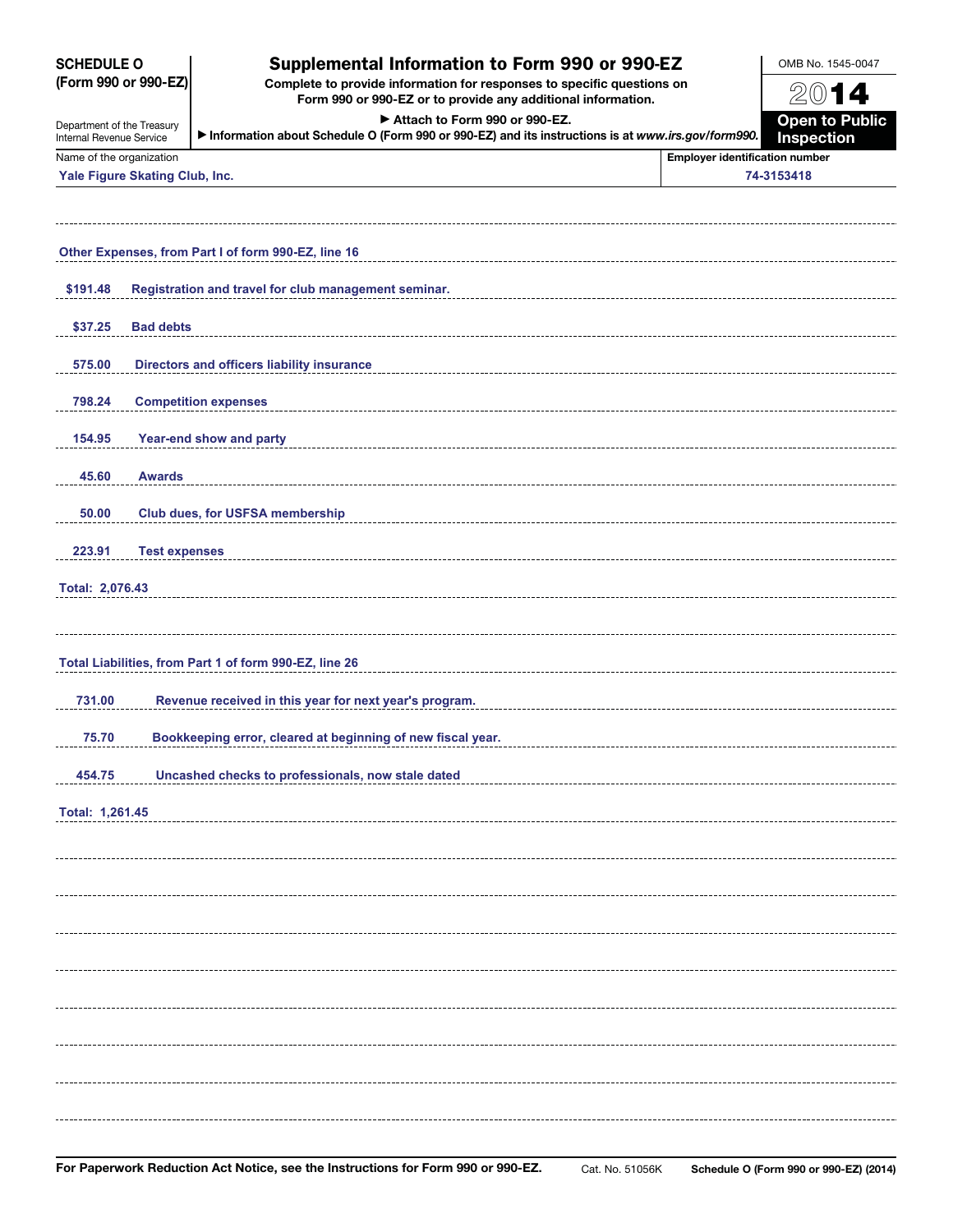**SCHEDULE O (Form 990 or 990-EZ)**

Department of the Treasury
Internal Revenue Service

# Supplemental Information to Form 990 or 990-EZ

**Complete to provide information for responses to specific questions on Form 990 or 990-EZ or to provide any additional information.**

**▶ Attach to Form 990 or 990-EZ.**

**▶ Information about Schedule O (Form 990 or 990-EZ) and its instructions is at *www.irs.gov/form990*.**

OMB No. 1545-0047

2014

**Open to Public Inspection**

| Name of the organization | Employer identification number |
|---|---|
| Yale Figure Skating Club, Inc. | 74-3153418 |

**Other Expenses, from Part I of form 990-EZ, line 16**

| | |
|---|---|
| $191.48 | Registration and travel for club management seminar. |
| $37.25 | Bad debts |
| 575.00 | Directors and officers liability insurance |
| 798.24 | Competition expenses |
| 154.95 | Year-end show and party |
| 45.60 | Awards |
| 50.00 | Club dues, for USFSA membership |
| 223.91 | Test expenses |

**Total: 2,076.43**

**Total Liabilities, from Part 1 of form 990-EZ, line 26**

| | |
|---|---|
| 731.00 | Revenue received in this year for next year's program. |
| 75.70 | Bookkeeping error, cleared at beginning of new fiscal year. |
| 454.75 | Uncashed checks to professionals, now stale dated |

**Total: 1,261.45**

**For Paperwork Reduction Act Notice, see the Instructions for Form 990 or 990-EZ.** Cat. No. 51056K **Schedule O (Form 990 or 990-EZ) (2014)**